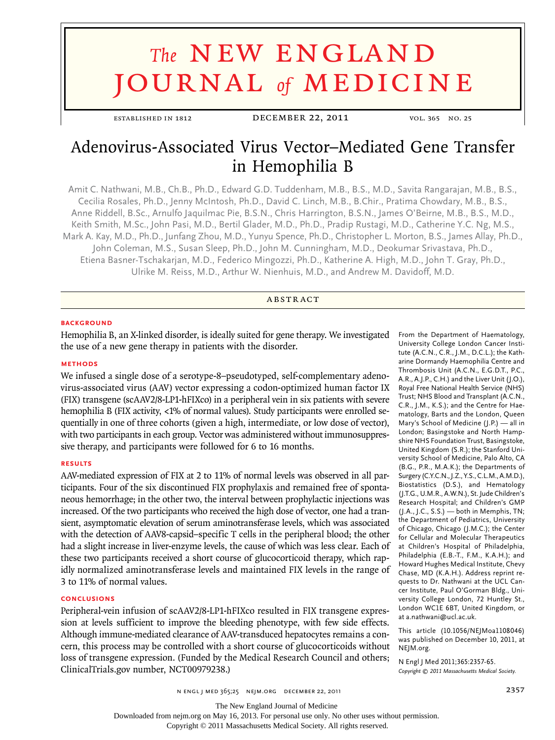# Adenovirus-Associated Virus Vector–Mediated Gene Transfer in Hemophilia B

Amit C. Nathwani, M.B., Ch.B., Ph.D., Edward G.D. Tuddenham, M.B., B.S., M.D., Savita Rangarajan, M.B., B.S., Cecilia Rosales, Ph.D., Jenny McIntosh, Ph.D., David C. Linch, M.B., B.Chir., Pratima Chowdary, M.B., B.S., Anne Riddell, B.Sc., Arnulfo Jaquilmac Pie, B.S.N., Chris Harrington, B.S.N., James O'Beirne, M.B., B.S., M.D., Keith Smith, M.Sc., John Pasi, M.D., Bertil Glader, M.D., Ph.D., Pradip Rustagi, M.D., Catherine Y.C. Ng, M.S., Mark A. Kay, M.D., Ph.D., Junfang Zhou, M.D., Yunyu Spence, Ph.D., Christopher L. Morton, B.S., James Allay, Ph.D., John Coleman, M.S., Susan Sleep, Ph.D., John M. Cunningham, M.D., Deokumar Srivastava, Ph.D., Etiena Basner-Tschakarjan, M.D., Federico Mingozzi, Ph.D., Katherine A. High, M.D., John T. Gray, Ph.D., Ulrike M. Reiss, M.D., Arthur W. Nienhuis, M.D., and Andrew M. Davidoff, M.D.

## ABSTRACT

### BACKGROUND

Hemophilia B, an X-linked disorder, is ideally suited for gene therapy. We investigated the use of a new gene therapy in patients with the disorder.

### METHODS

We infused a single dose of a serotype-8–pseudotyped, self-complementary adenovirus-associated virus (AAV) vector expressing a codon-optimized human factor IX (FIX) transgene (scAAV2/8-LP1-hFIXco) in a peripheral vein in six patients with severe hemophilia B (FIX activity, <1% of normal values). Study participants were enrolled sequentially in one of three cohorts (given a high, intermediate, or low dose of vector), with two participants in each group. Vector was administered without immunosuppressive therapy, and participants were followed for 6 to 16 months.

### RESULTS

AAV-mediated expression of FIX at 2 to 11% of normal levels was observed in all participants. Four of the six discontinued FIX prophylaxis and remained free of spontaneous hemorrhage; in the other two, the interval between prophylactic injections was increased. Of the two participants who received the high dose of vector, one had a transient, asymptomatic elevation of serum aminotransferase levels, which was associated with the detection of AAV8-capsid–specific T cells in the peripheral blood; the other had a slight increase in liver-enzyme levels, the cause of which was less clear. Each of these two participants received a short course of glucocorticoid therapy, which rapidly normalized aminotransferase levels and maintained FIX levels in the range of 3 to 11% of normal values.

### CONCLUSIONS

Peripheral-vein infusion of scAAV2/8-LP1-hFIXco resulted in FIX transgene expression at levels sufficient to improve the bleeding phenotype, with few side effects. Although immune-mediated clearance of AAV-transduced hepatocytes remains a concern, this process may be controlled with a short course of glucocorticoids without loss of transgene expression. (Funded by the Medical Research Council and others; ClinicalTrials.gov number, NCT00979238.)

From the Department of Haematology, University College London Cancer Institute (A.C.N., C.R., J.M., D.C.L.); the Katharine Dormandy Haemophilia Centre and Thrombosis Unit (A.C.N., E.G.D.T., P.C., A.R., A.J.P., C.H.) and the Liver Unit (J.O.), Royal Free National Health Service (NHS) Trust; NHS Blood and Transplant (A.C.N., C.R., J.M., K.S.); and the Centre for Haematology, Barts and the London, Queen Mary's School of Medicine (J.P.) — all in London; Basingstoke and North Hampshire NHS Foundation Trust, Basingstoke, United Kingdom (S.R.); the Stanford University School of Medicine, Palo Alto, CA (B.G., P.R., M.A.K.); the Departments of Surgery (C.Y.C.N., J.Z., Y.S., C.L.M., A.M.D.), Biostatistics (D.S.), and Hematology (J.T.G., U.M.R., A.W.N.), St. Jude Children's Research Hospital; and Children's GMP (J.A., J.C., S.S.) — both in Memphis, TN; the Department of Pediatrics, University of Chicago, Chicago (J.M.C.); the Center for Cellular and Molecular Therapeutics at Children's Hospital of Philadelphia, Philadelphia (E.B.-T., F.M., K.A.H.); and Howard Hughes Medical Institute, Chevy Chase, MD (K.A.H.). Address reprint requests to Dr. Nathwani at the UCL Cancer Institute, Paul O'Gorman Bldg., University College London, 72 Huntley St., London WC1E 6BT, United Kingdom, or at a.nathwani@ucl.ac.uk.

This article (10.1056/NEJMoa1108046) was published on December 10, 2011, at NEJM.org.

N Engl J Med 2011;365:2357-65.
*Copyright © 2011 Massachusetts Medical Society.*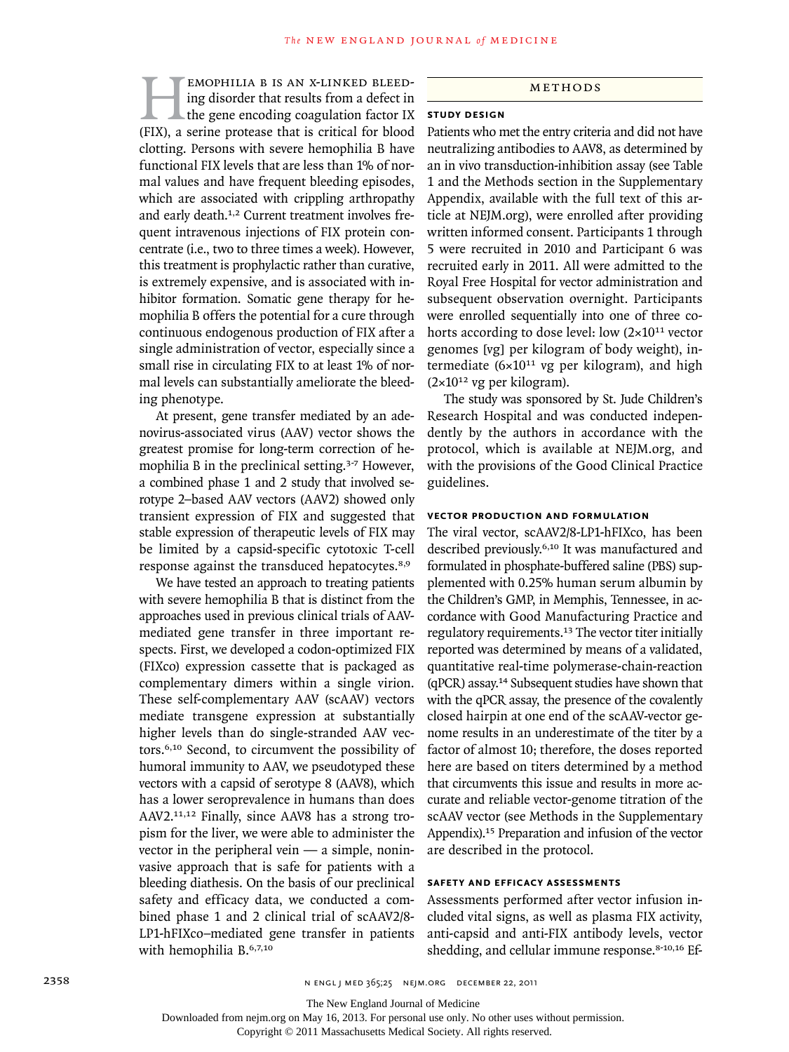Hemophilia B is an X-linked bleeding disorder that results from a defect in the gene encoding coagulation factor IX (FIX), a serine protease that is critical for blood clotting. Persons with severe hemophilia B have functional FIX levels that are less than 1% of normal values and have frequent bleeding episodes, which are associated with crippling arthropathy and early death.[1,2] Current treatment involves frequent intravenous injections of FIX protein concentrate (i.e., two to three times a week). However, this treatment is prophylactic rather than curative, is extremely expensive, and is associated with inhibitor formation. Somatic gene therapy for hemophilia B offers the potential for a cure through continuous endogenous production of FIX after a single administration of vector, especially since a small rise in circulating FIX to at least 1% of normal levels can substantially ameliorate the bleeding phenotype.

At present, gene transfer mediated by an adenovirus-associated virus (AAV) vector shows the greatest promise for long-term correction of hemophilia B in the preclinical setting.[3-7] However, a combined phase 1 and 2 study that involved serotype 2–based AAV vectors (AAV2) showed only transient expression of FIX and suggested that stable expression of therapeutic levels of FIX may be limited by a capsid-specific cytotoxic T-cell response against the transduced hepatocytes.[8,9]

We have tested an approach to treating patients with severe hemophilia B that is distinct from the approaches used in previous clinical trials of AAV-mediated gene transfer in three important respects. First, we developed a codon-optimized FIX (FIXco) expression cassette that is packaged as complementary dimers within a single virion. These self-complementary AAV (scAAV) vectors mediate transgene expression at substantially higher levels than do single-stranded AAV vectors.[6,10] Second, to circumvent the possibility of humoral immunity to AAV, we pseudotyped these vectors with a capsid of serotype 8 (AAV8), which has a lower seroprevalence in humans than does AAV2.[11,12] Finally, since AAV8 has a strong tropism for the liver, we were able to administer the vector in the peripheral vein — a simple, noninvasive approach that is safe for patients with a bleeding diathesis. On the basis of our preclinical safety and efficacy data, we conducted a combined phase 1 and 2 clinical trial of scAAV2/8-LP1-hFIXco–mediated gene transfer in patients with hemophilia B.[6,7,10]

## Methods

### Study Design

Patients who met the entry criteria and did not have neutralizing antibodies to AAV8, as determined by an in vivo transduction-inhibition assay (see Table 1 and the Methods section in the Supplementary Appendix, available with the full text of this article at NEJM.org), were enrolled after providing written informed consent. Participants 1 through 5 were recruited in 2010 and Participant 6 was recruited early in 2011. All were admitted to the Royal Free Hospital for vector administration and subsequent observation overnight. Participants were enrolled sequentially into one of three cohorts according to dose level: low ($2\times10^{11}$ vector genomes [vg] per kilogram of body weight), intermediate ($6\times10^{11}$ vg per kilogram), and high ($2\times10^{12}$ vg per kilogram).

The study was sponsored by St. Jude Children's Research Hospital and was conducted independently by the authors in accordance with the protocol, which is available at NEJM.org, and with the provisions of the Good Clinical Practice guidelines.

### Vector Production and Formulation

The viral vector, scAAV2/8-LP1-hFIXco, has been described previously.[6,10] It was manufactured and formulated in phosphate-buffered saline (PBS) supplemented with 0.25% human serum albumin by the Children's GMP, in Memphis, Tennessee, in accordance with Good Manufacturing Practice and regulatory requirements.[13] The vector titer initially reported was determined by means of a validated, quantitative real-time polymerase-chain-reaction (qPCR) assay.[14] Subsequent studies have shown that with the qPCR assay, the presence of the covalently closed hairpin at one end of the scAAV-vector genome results in an underestimate of the titer by a factor of almost 10; therefore, the doses reported here are based on titers determined by a method that circumvents this issue and results in more accurate and reliable vector-genome titration of the scAAV vector (see Methods in the Supplementary Appendix).[15] Preparation and infusion of the vector are described in the protocol.

### Safety and Efficacy Assessments

Assessments performed after vector infusion included vital signs, as well as plasma FIX activity, anti-capsid and anti-FIX antibody levels, vector shedding, and cellular immune response.[8-10,16] Ef-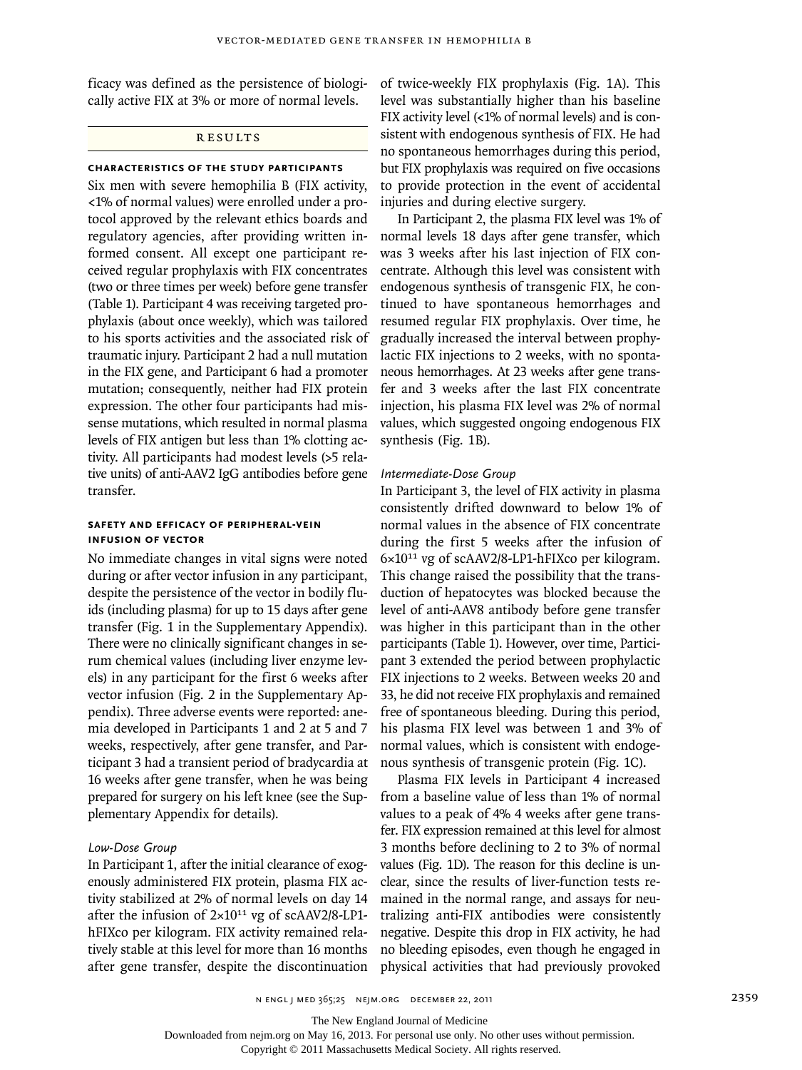ficacy was defined as the persistence of biologically active FIX at 3% or more of normal levels.

## RESULTS

### CHARACTERISTICS OF THE STUDY PARTICIPANTS

Six men with severe hemophilia B (FIX activity, <1% of normal values) were enrolled under a protocol approved by the relevant ethics boards and regulatory agencies, after providing written informed consent. All except one participant received regular prophylaxis with FIX concentrates (two or three times per week) before gene transfer (Table 1). Participant 4 was receiving targeted prophylaxis (about once weekly), which was tailored to his sports activities and the associated risk of traumatic injury. Participant 2 had a null mutation in the FIX gene, and Participant 6 had a promoter mutation; consequently, neither had FIX protein expression. The other four participants had missense mutations, which resulted in normal plasma levels of FIX antigen but less than 1% clotting activity. All participants had modest levels (>5 relative units) of anti-AAV2 IgG antibodies before gene transfer.

### SAFETY AND EFFICACY OF PERIPHERAL-VEIN INFUSION OF VECTOR

No immediate changes in vital signs were noted during or after vector infusion in any participant, despite the persistence of the vector in bodily fluids (including plasma) for up to 15 days after gene transfer (Fig. 1 in the Supplementary Appendix). There were no clinically significant changes in serum chemical values (including liver enzyme levels) in any participant for the first 6 weeks after vector infusion (Fig. 2 in the Supplementary Appendix). Three adverse events were reported: anemia developed in Participants 1 and 2 at 5 and 7 weeks, respectively, after gene transfer, and Participant 3 had a transient period of bradycardia at 16 weeks after gene transfer, when he was being prepared for surgery on his left knee (see the Supplementary Appendix for details).

*Low-Dose Group*

In Participant 1, after the initial clearance of exogenously administered FIX protein, plasma FIX activity stabilized at 2% of normal levels on day 14 after the infusion of $2\times10^{11}$ vg of scAAV2/8-LP1-hFIXco per kilogram. FIX activity remained relatively stable at this level for more than 16 months after gene transfer, despite the discontinuation of twice-weekly FIX prophylaxis (Fig. 1A). This level was substantially higher than his baseline FIX activity level (<1% of normal levels) and is consistent with endogenous synthesis of FIX. He had no spontaneous hemorrhages during this period, but FIX prophylaxis was required on five occasions to provide protection in the event of accidental injuries and during elective surgery.

In Participant 2, the plasma FIX level was 1% of normal levels 18 days after gene transfer, which was 3 weeks after his last injection of FIX concentrate. Although this level was consistent with endogenous synthesis of transgenic FIX, he continued to have spontaneous hemorrhages and resumed regular FIX prophylaxis. Over time, he gradually increased the interval between prophylactic FIX injections to 2 weeks, with no spontaneous hemorrhages. At 23 weeks after gene transfer and 3 weeks after the last FIX concentrate injection, his plasma FIX level was 2% of normal values, which suggested ongoing endogenous FIX synthesis (Fig. 1B).

*Intermediate-Dose Group*

In Participant 3, the level of FIX activity in plasma consistently drifted downward to below 1% of normal values in the absence of FIX concentrate during the first 5 weeks after the infusion of $6\times10^{11}$ vg of scAAV2/8-LP1-hFIXco per kilogram. This change raised the possibility that the transduction of hepatocytes was blocked because the level of anti-AAV8 antibody before gene transfer was higher in this participant than in the other participants (Table 1). However, over time, Participant 3 extended the period between prophylactic FIX injections to 2 weeks. Between weeks 20 and 33, he did not receive FIX prophylaxis and remained free of spontaneous bleeding. During this period, his plasma FIX level was between 1 and 3% of normal values, which is consistent with endogenous synthesis of transgenic protein (Fig. 1C).

Plasma FIX levels in Participant 4 increased from a baseline value of less than 1% of normal values to a peak of 4% 4 weeks after gene transfer. FIX expression remained at this level for almost 3 months before declining to 2 to 3% of normal values (Fig. 1D). The reason for this decline is unclear, since the results of liver-function tests remained in the normal range, and assays for neutralizing anti-FIX antibodies were consistently negative. Despite this drop in FIX activity, he had no bleeding episodes, even though he engaged in physical activities that had previously provoked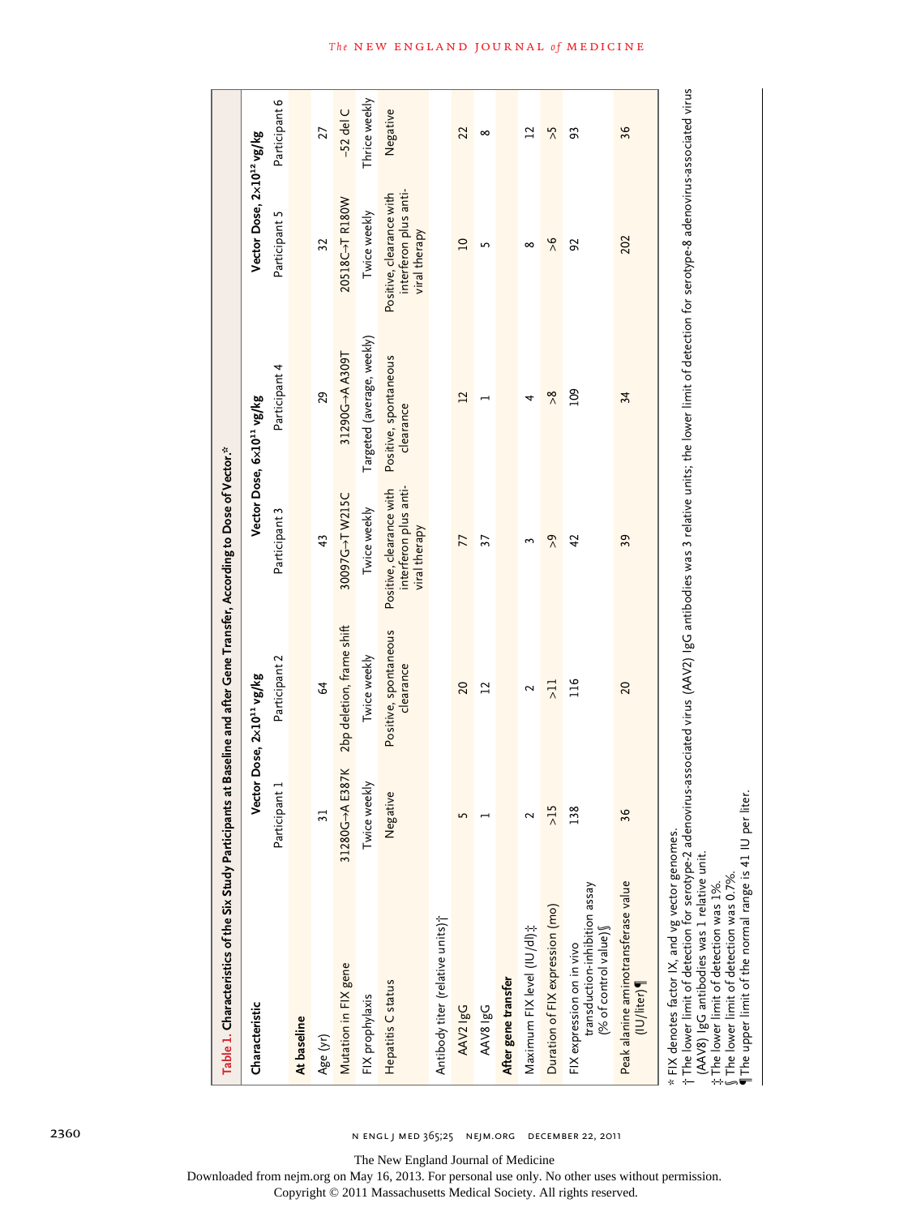**Table 1. Characteristics of the Six Study Participants at Baseline and after Gene Transfer, According to Dose of Vector.***

| Characteristic | Vector Dose, $2{\times}10^{11}$ vg/kg | | Vector Dose, $6{\times}10^{11}$ vg/kg | | Vector Dose, $2{\times}10^{12}$ vg/kg | |
|---|---|---|---|---|---|---|
| | Participant 1 | Participant 2 | Participant 3 | Participant 4 | Participant 5 | Participant 6 |
| **At baseline** | | | | | | |
| Age (yr) | 31 | 64 | 43 | 29 | 32 | 27 |
| Mutation in FIX gene | 31280G→A E387K | 2bp deletion, frame shift | 30097G→T W215C | 31290G→A A309T | 20518C→T R180W | −52 del C |
| FIX prophylaxis | Twice weekly | Twice weekly | Twice weekly | Targeted (average, weekly) | Twice weekly | Thrice weekly |
| Hepatitis C status | Negative | Positive, spontaneous clearance | Positive, clearance with interferon plus antiviral therapy | Positive, spontaneous clearance | Positive, clearance with interferon plus antiviral therapy | Negative |
| Antibody titer (relative units)† | | | | | | |
| AAV2 IgG | 5 | 20 | 77 | 12 | 10 | 22 |
| AAV8 IgG | 1 | 12 | 37 | 1 | 5 | 8 |
| **After gene transfer** | | | | | | |
| Maximum FIX level (IU/dl)‡ | 2 | 2 | 3 | 4 | 8 | 12 |
| Duration of FIX expression (mo) | >15 | >11 | >9 | >8 | >6 | >5 |
| FIX expression on in vivo transduction-inhibition assay (% of control value)§ | 138 | 116 | 42 | 109 | 92 | 93 |
| Peak alanine aminotransferase value (IU/liter)¶ | 36 | 20 | 39 | 34 | 202 | 36 |

\* FIX denotes factor IX, and vg vector genomes.

† The lower limit of detection for serotype-2 adenovirus-associated virus (AAV2) IgG antibodies was 3 relative units; the lower limit of detection for serotype-8 adenovirus-associated virus (AAV8) IgG antibodies was 1 relative unit.

‡ The lower limit of detection was 1%.

§ The lower limit of detection was 0.7%.

¶ The upper limit of the normal range is 41 IU per liter.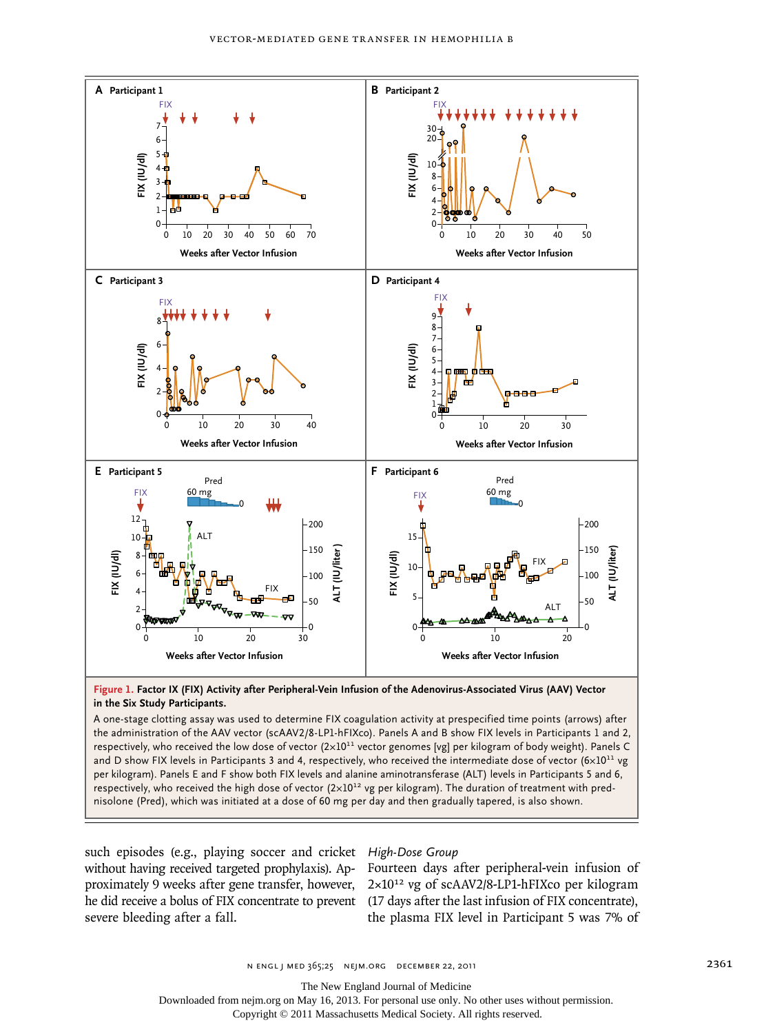**Figure 1. Factor IX (FIX) Activity after Peripheral-Vein Infusion of the Adenovirus-Associated Virus (AAV) Vector in the Six Study Participants.**

A one-stage clotting assay was used to determine FIX coagulation activity at prespecified time points (arrows) after the administration of the AAV vector (scAAV2/8-LP1-hFIXco). Panels A and B show FIX levels in Participants 1 and 2, respectively, who received the low dose of vector ($2\times10^{11}$ vector genomes [vg] per kilogram of body weight). Panels C and D show FIX levels in Participants 3 and 4, respectively, who received the intermediate dose of vector ($6\times10^{11}$ vg per kilogram). Panels E and F show both FIX levels and alanine aminotransferase (ALT) levels in Participants 5 and 6, respectively, who received the high dose of vector ($2\times10^{12}$ vg per kilogram). The duration of treatment with prednisolone (Pred), which was initiated at a dose of 60 mg per day and then gradually tapered, is also shown.

such episodes (e.g., playing soccer and cricket without having received targeted prophylaxis). Approximately 9 weeks after gene transfer, however, he did receive a bolus of FIX concentrate to prevent severe bleeding after a fall.

### *High-Dose Group*

Fourteen days after peripheral-vein infusion of $2\times10^{12}$ vg of scAAV2/8-LP1-hFIXco per kilogram (17 days after the last infusion of FIX concentrate), the plasma FIX level in Participant 5 was 7% of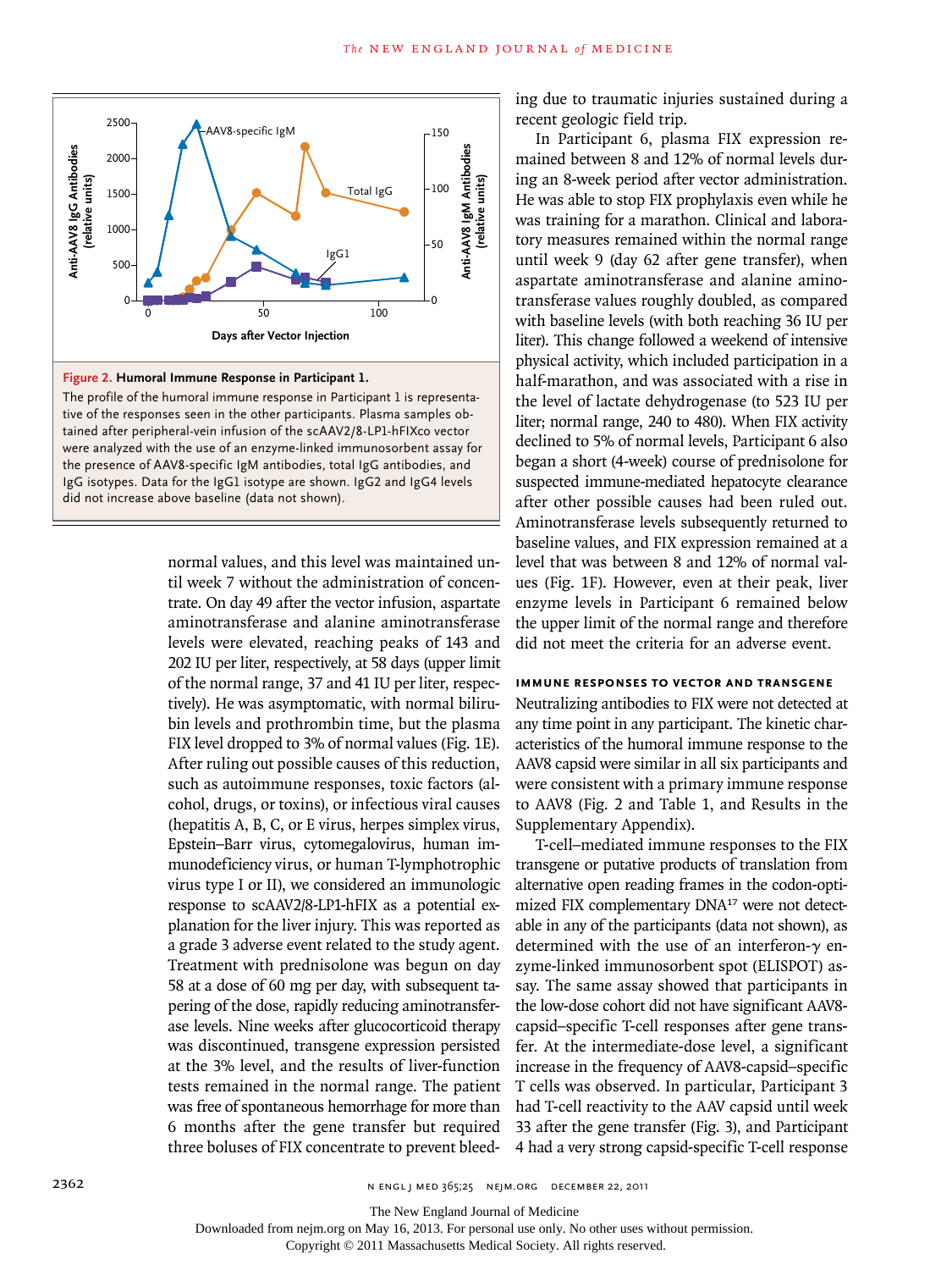AAV8-specific IgM

Total IgG

IgG1

Anti-AAV8 IgG Antibodies (relative units)

Anti-AAV8 IgM Antibodies (relative units)

2500
2000
1500
1000
500
0

150
100
50
0

0 50 100

Days after Vector Injection

**Figure 2. Humoral Immune Response in Participant 1.**

The profile of the humoral immune response in Participant 1 is representative of the responses seen in the other participants. Plasma samples obtained after peripheral-vein infusion of the scAAV2/8-LP1-hFIXco vector were analyzed with the use of an enzyme-linked immunosorbent assay for the presence of AAV8-specific IgM antibodies, total IgG antibodies, and IgG isotypes. Data for the IgG1 isotype are shown. IgG2 and IgG4 levels did not increase above baseline (data not shown).

normal values, and this level was maintained until week 7 without the administration of concentrate. On day 49 after the vector infusion, aspartate aminotransferase and alanine aminotransferase levels were elevated, reaching peaks of 143 and 202 IU per liter, respectively, at 58 days (upper limit of the normal range, 37 and 41 IU per liter, respectively). He was asymptomatic, with normal bilirubin levels and prothrombin time, but the plasma FIX level dropped to 3% of normal values (Fig. 1E). After ruling out possible causes of this reduction, such as autoimmune responses, toxic factors (alcohol, drugs, or toxins), or infectious viral causes (hepatitis A, B, C, or E virus, herpes simplex virus, Epstein–Barr virus, cytomegalovirus, human immunodeficiency virus, or human T-lymphotrophic virus type I or II), we considered an immunologic response to scAAV2/8-LP1-hFIX as a potential explanation for the liver injury. This was reported as a grade 3 adverse event related to the study agent. Treatment with prednisolone was begun on day 58 at a dose of 60 mg per day, with subsequent tapering of the dose, rapidly reducing aminotransferase levels. Nine weeks after glucocorticoid therapy was discontinued, transgene expression persisted at the 3% level, and the results of liver-function tests remained in the normal range. The patient was free of spontaneous hemorrhage for more than 6 months after the gene transfer but required three boluses of FIX concentrate to prevent bleeding due to traumatic injuries sustained during a recent geologic field trip.

In Participant 6, plasma FIX expression remained between 8 and 12% of normal levels during an 8-week period after vector administration. He was able to stop FIX prophylaxis even while he was training for a marathon. Clinical and laboratory measures remained within the normal range until week 9 (day 62 after gene transfer), when aspartate aminotransferase and alanine aminotransferase values roughly doubled, as compared with baseline levels (with both reaching 36 IU per liter). This change followed a weekend of intensive physical activity, which included participation in a half-marathon, and was associated with a rise in the level of lactate dehydrogenase (to 523 IU per liter; normal range, 240 to 480). When FIX activity declined to 5% of normal levels, Participant 6 also began a short (4-week) course of prednisolone for suspected immune-mediated hepatocyte clearance after other possible causes had been ruled out. Aminotransferase levels subsequently returned to baseline values, and FIX expression remained at a level that was between 8 and 12% of normal values (Fig. 1F). However, even at their peak, liver enzyme levels in Participant 6 remained below the upper limit of the normal range and therefore did not meet the criteria for an adverse event.

### IMMUNE RESPONSES TO VECTOR AND TRANSGENE

Neutralizing antibodies to FIX were not detected at any time point in any participant. The kinetic characteristics of the humoral immune response to the AAV8 capsid were similar in all six participants and were consistent with a primary immune response to AAV8 (Fig. 2 and Table 1, and Results in the Supplementary Appendix).

T-cell–mediated immune responses to the FIX transgene or putative products of translation from alternative open reading frames in the codon-optimized FIX complementary DNA[17] were not detectable in any of the participants (data not shown), as determined with the use of an interferon-γ enzyme-linked immunosorbent spot (ELISPOT) assay. The same assay showed that participants in the low-dose cohort did not have significant AAV8-capsid–specific T-cell responses after gene transfer. At the intermediate-dose level, a significant increase in the frequency of AAV8-capsid–specific T cells was observed. In particular, Participant 3 had T-cell reactivity to the AAV capsid until week 33 after the gene transfer (Fig. 3), and Participant 4 had a very strong capsid-specific T-cell response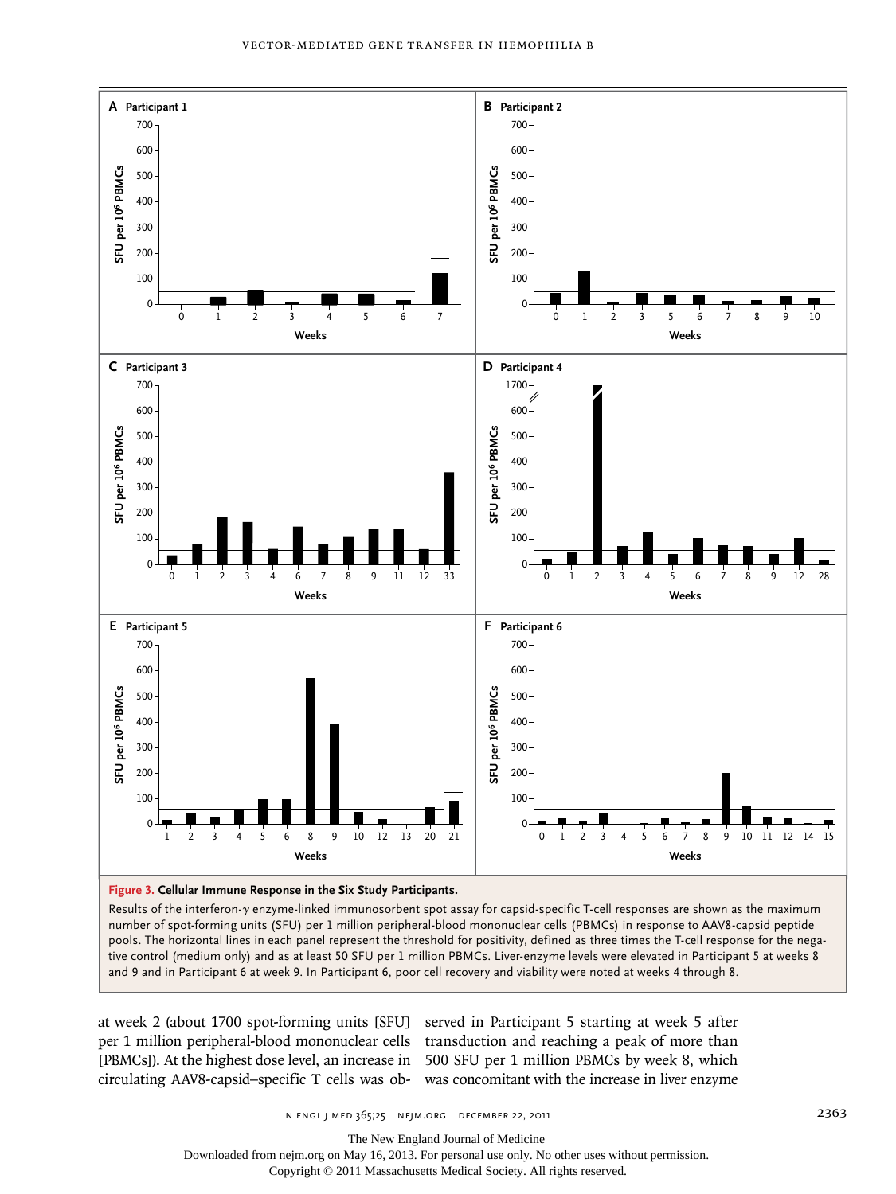A Participant 1

700
600
500
400
300
200
100
0

SFU per 10^6 PBMCs

0 1 2 3 4 5 6 7

Weeks

B Participant 2

700
600
500
400
300
200
100
0

SFU per 10^6 PBMCs

0 1 2 3 5 6 7 8 9 10

Weeks

C Participant 3

700
600
500
400
300
200
100
0

SFU per 10^6 PBMCs

0 1 2 3 4 6 7 8 9 11 12 33

Weeks

D Participant 4

1700
600
500
400
300
200
100
0

SFU per 10^6 PBMCs

0 1 2 3 4 5 6 7 8 9 12 28

Weeks

E Participant 5

700
600
500
400
300
200
100
0

SFU per 10^6 PBMCs

1 2 3 4 5 6 8 9 10 12 13 20 21

Weeks

F Participant 6

700
600
500
400
300
200
100
0

SFU per 10^6 PBMCs

0 1 2 3 4 5 6 7 8 9 10 11 12 14 15

Weeks

**Figure 3. Cellular Immune Response in the Six Study Participants.**

Results of the interferon-γ enzyme-linked immunosorbent spot assay for capsid-specific T-cell responses are shown as the maximum number of spot-forming units (SFU) per 1 million peripheral-blood mononuclear cells (PBMCs) in response to AAV8-capsid peptide pools. The horizontal lines in each panel represent the threshold for positivity, defined as three times the T-cell response for the negative control (medium only) and as at least 50 SFU per 1 million PBMCs. Liver-enzyme levels were elevated in Participant 5 at weeks 8 and 9 and in Participant 6 at week 9. In Participant 6, poor cell recovery and viability were noted at weeks 4 through 8.

at week 2 (about 1700 spot-forming units [SFU] per 1 million peripheral-blood mononuclear cells [PBMCs]). At the highest dose level, an increase in circulating AAV8-capsid–specific T cells was observed in Participant 5 starting at week 5 after transduction and reaching a peak of more than 500 SFU per 1 million PBMCs by week 8, which was concomitant with the increase in liver enzyme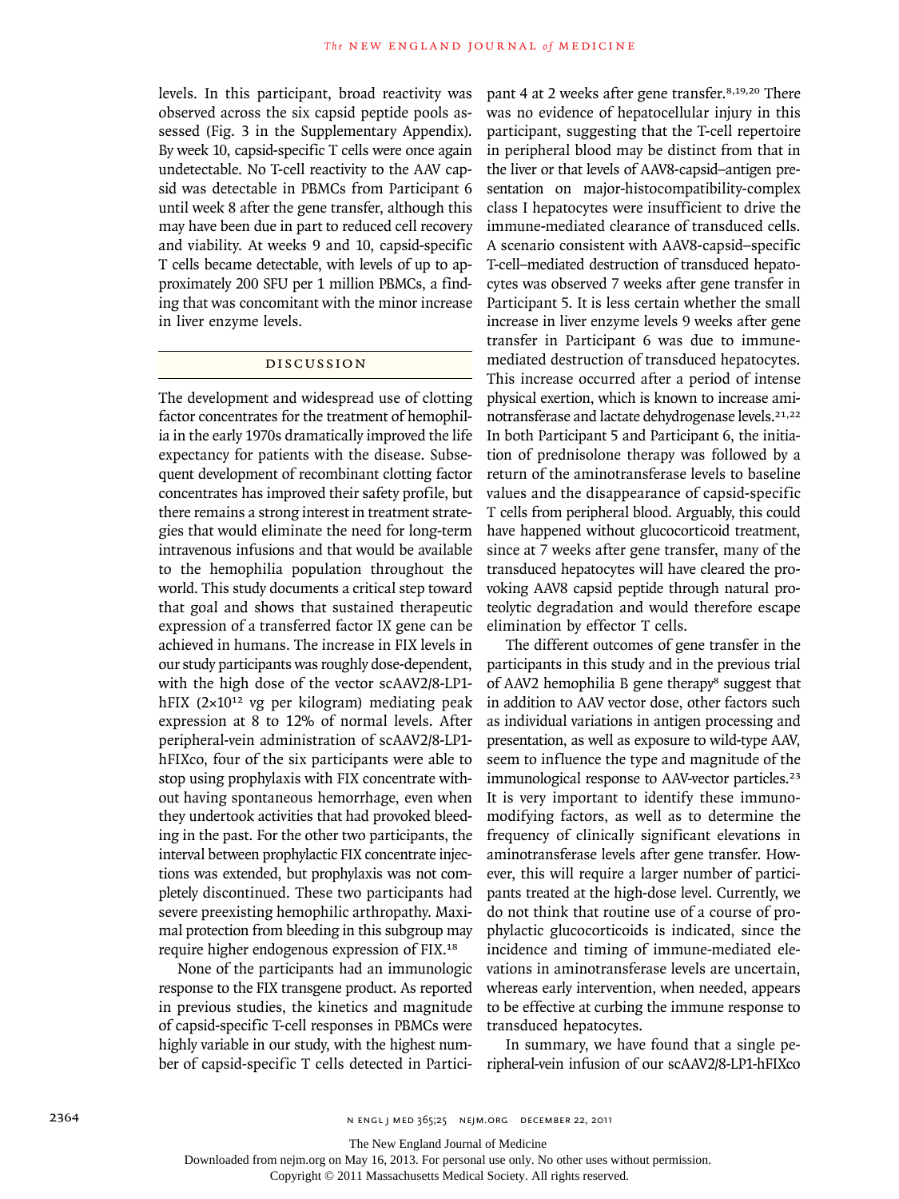levels. In this participant, broad reactivity was observed across the six capsid peptide pools assessed (Fig. 3 in the Supplementary Appendix). By week 10, capsid-specific T cells were once again undetectable. No T-cell reactivity to the AAV capsid was detectable in PBMCs from Participant 6 until week 8 after the gene transfer, although this may have been due in part to reduced cell recovery and viability. At weeks 9 and 10, capsid-specific T cells became detectable, with levels of up to approximately 200 SFU per 1 million PBMCs, a finding that was concomitant with the minor increase in liver enzyme levels.

## DISCUSSION

The development and widespread use of clotting factor concentrates for the treatment of hemophilia in the early 1970s dramatically improved the life expectancy for patients with the disease. Subsequent development of recombinant clotting factor concentrates has improved their safety profile, but there remains a strong interest in treatment strategies that would eliminate the need for long-term intravenous infusions and that would be available to the hemophilia population throughout the world. This study documents a critical step toward that goal and shows that sustained therapeutic expression of a transferred factor IX gene can be achieved in humans. The increase in FIX levels in our study participants was roughly dose-dependent, with the high dose of the vector scAAV2/8-LP1-hFIX ($2\times10^{12}$ vg per kilogram) mediating peak expression at 8 to 12% of normal levels. After peripheral-vein administration of scAAV2/8-LP1-hFIXco, four of the six participants were able to stop using prophylaxis with FIX concentrate without having spontaneous hemorrhage, even when they undertook activities that had provoked bleeding in the past. For the other two participants, the interval between prophylactic FIX concentrate injections was extended, but prophylaxis was not completely discontinued. These two participants had severe preexisting hemophilic arthropathy. Maximal protection from bleeding in this subgroup may require higher endogenous expression of FIX.[18]

None of the participants had an immunologic response to the FIX transgene product. As reported in previous studies, the kinetics and magnitude of capsid-specific T-cell responses in PBMCs were highly variable in our study, with the highest number of capsid-specific T cells detected in Participant 4 at 2 weeks after gene transfer.[8,19,20] There was no evidence of hepatocellular injury in this participant, suggesting that the T-cell repertoire in peripheral blood may be distinct from that in the liver or that levels of AAV8-capsid–antigen presentation on major-histocompatibility-complex class I hepatocytes were insufficient to drive the immune-mediated clearance of transduced cells. A scenario consistent with AAV8-capsid–specific T-cell–mediated destruction of transduced hepatocytes was observed 7 weeks after gene transfer in Participant 5. It is less certain whether the small increase in liver enzyme levels 9 weeks after gene transfer in Participant 6 was due to immune-mediated destruction of transduced hepatocytes. This increase occurred after a period of intense physical exertion, which is known to increase aminotransferase and lactate dehydrogenase levels.[21,22] In both Participant 5 and Participant 6, the initiation of prednisolone therapy was followed by a return of the aminotransferase levels to baseline values and the disappearance of capsid-specific T cells from peripheral blood. Arguably, this could have happened without glucocorticoid treatment, since at 7 weeks after gene transfer, many of the transduced hepatocytes will have cleared the provoking AAV8 capsid peptide through natural proteolytic degradation and would therefore escape elimination by effector T cells.

The different outcomes of gene transfer in the participants in this study and in the previous trial of AAV2 hemophilia B gene therapy[8] suggest that in addition to AAV vector dose, other factors such as individual variations in antigen processing and presentation, as well as exposure to wild-type AAV, seem to influence the type and magnitude of the immunological response to AAV-vector particles.[23] It is very important to identify these immunomodifying factors, as well as to determine the frequency of clinically significant elevations in aminotransferase levels after gene transfer. However, this will require a larger number of participants treated at the high-dose level. Currently, we do not think that routine use of a course of prophylactic glucocorticoids is indicated, since the incidence and timing of immune-mediated elevations in aminotransferase levels are uncertain, whereas early intervention, when needed, appears to be effective at curbing the immune response to transduced hepatocytes.

In summary, we have found that a single peripheral-vein infusion of our scAAV2/8-LP1-hFIXco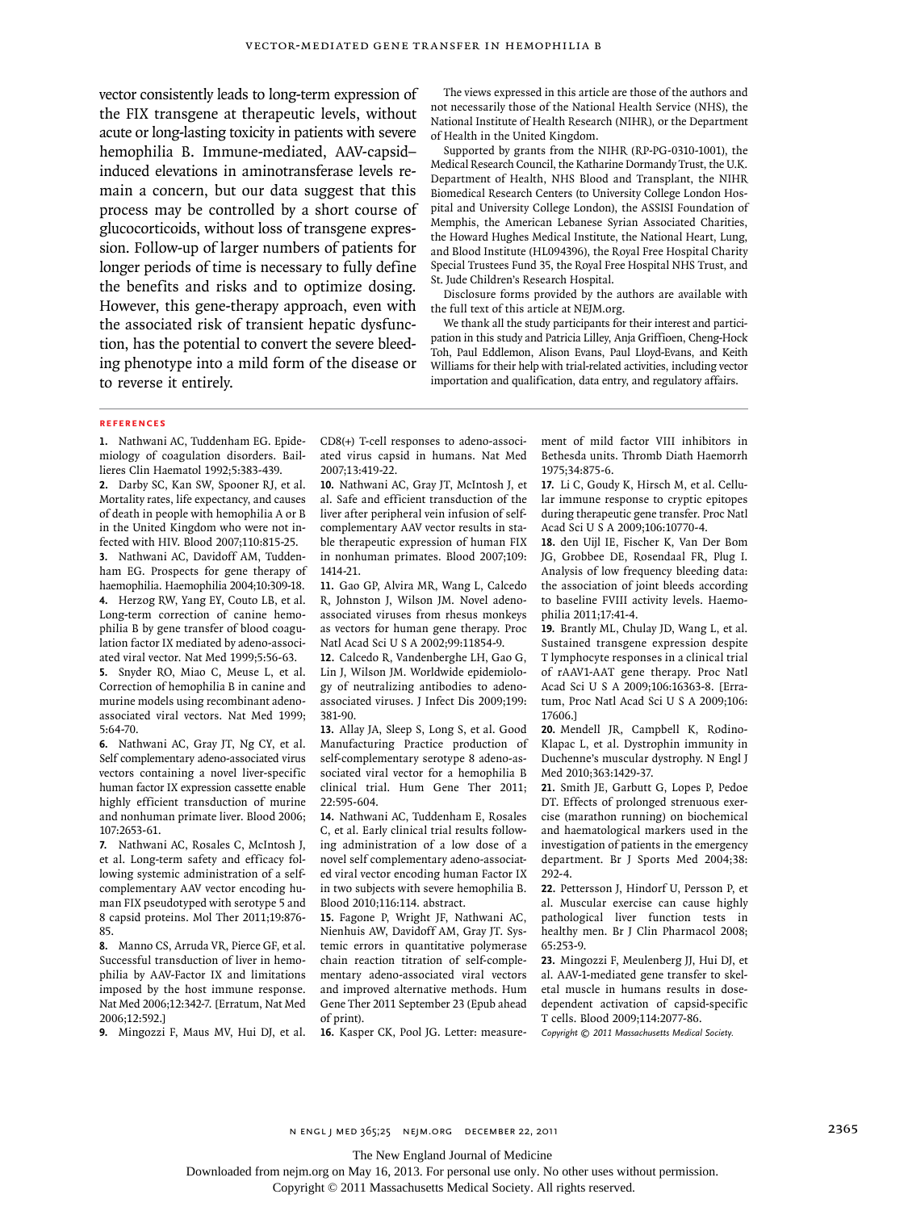vector consistently leads to long-term expression of the FIX transgene at therapeutic levels, without acute or long-lasting toxicity in patients with severe hemophilia B. Immune-mediated, AAV-capsid–induced elevations in aminotransferase levels remain a concern, but our data suggest that this process may be controlled by a short course of glucocorticoids, without loss of transgene expression. Follow-up of larger numbers of patients for longer periods of time is necessary to fully define the benefits and risks and to optimize dosing. However, this gene-therapy approach, even with the associated risk of transient hepatic dysfunction, has the potential to convert the severe bleeding phenotype into a mild form of the disease or to reverse it entirely.

The views expressed in this article are those of the authors and not necessarily those of the National Health Service (NHS), the National Institute of Health Research (NIHR), or the Department of Health in the United Kingdom.

Supported by grants from the NIHR (RP-PG-0310-1001), the Medical Research Council, the Katharine Dormandy Trust, the U.K. Department of Health, NHS Blood and Transplant, the NIHR Biomedical Research Centers (to University College London Hospital and University College London), the ASSISI Foundation of Memphis, the American Lebanese Syrian Associated Charities, the Howard Hughes Medical Institute, the National Heart, Lung, and Blood Institute (HL094396), the Royal Free Hospital Charity Special Trustees Fund 35, the Royal Free Hospital NHS Trust, and St. Jude Children's Research Hospital.

Disclosure forms provided by the authors are available with the full text of this article at NEJM.org.

We thank all the study participants for their interest and participation in this study and Patricia Lilley, Anja Griffioen, Cheng-Hock Toh, Paul Eddlemon, Alison Evans, Paul Lloyd-Evans, and Keith Williams for their help with trial-related activities, including vector importation and qualification, data entry, and regulatory affairs.

## References

1. Nathwani AC, Tuddenham EG. Epidemiology of coagulation disorders. Baillieres Clin Haematol 1992;5:383-439.
2. Darby SC, Kan SW, Spooner RJ, et al. Mortality rates, life expectancy, and causes of death in people with hemophilia A or B in the United Kingdom who were not infected with HIV. Blood 2007;110:815-25.
3. Nathwani AC, Davidoff AM, Tuddenham EG. Prospects for gene therapy of haemophilia. Haemophilia 2004;10:309-18.
4. Herzog RW, Yang EY, Couto LB, et al. Long-term correction of canine hemophilia B by gene transfer of blood coagulation factor IX mediated by adeno-associated viral vector. Nat Med 1999;5:56-63.
5. Snyder RO, Miao C, Meuse L, et al. Correction of hemophilia B in canine and murine models using recombinant adeno-associated viral vectors. Nat Med 1999; 5:64-70.
6. Nathwani AC, Gray JT, Ng CY, et al. Self complementary adeno-associated virus vectors containing a novel liver-specific human factor IX expression cassette enable highly efficient transduction of murine and nonhuman primate liver. Blood 2006; 107:2653-61.
7. Nathwani AC, Rosales C, McIntosh J, et al. Long-term safety and efficacy following systemic administration of a self-complementary AAV vector encoding human FIX pseudotyped with serotype 5 and 8 capsid proteins. Mol Ther 2011;19:876-85.
8. Manno CS, Arruda VR, Pierce GF, et al. Successful transduction of liver in hemophilia by AAV-Factor IX and limitations imposed by the host immune response. Nat Med 2006;12:342-7. [Erratum, Nat Med 2006;12:592.]
9. Mingozzi F, Maus MV, Hui DJ, et al. CD8(+) T-cell responses to adeno-associated virus capsid in humans. Nat Med 2007;13:419-22.
10. Nathwani AC, Gray JT, McIntosh J, et al. Safe and efficient transduction of the liver after peripheral vein infusion of self-complementary AAV vector results in stable therapeutic expression of human FIX in nonhuman primates. Blood 2007;109: 1414-21.
11. Gao GP, Alvira MR, Wang L, Calcedo R, Johnston J, Wilson JM. Novel adeno-associated viruses from rhesus monkeys as vectors for human gene therapy. Proc Natl Acad Sci U S A 2002;99:11854-9.
12. Calcedo R, Vandenberghe LH, Gao G, Lin J, Wilson JM. Worldwide epidemiology of neutralizing antibodies to adeno-associated viruses. J Infect Dis 2009;199: 381-90.
13. Allay JA, Sleep S, Long S, et al. Good Manufacturing Practice production of self-complementary serotype 8 adeno-associated viral vector for a hemophilia B clinical trial. Hum Gene Ther 2011; 22:595-604.
14. Nathwani AC, Tuddenham E, Rosales C, et al. Early clinical trial results following administration of a low dose of a novel self complementary adeno-associated viral vector encoding human Factor IX in two subjects with severe hemophilia B. Blood 2010;116:114. abstract.
15. Fagone P, Wright JF, Nathwani AC, Nienhuis AW, Davidoff AM, Gray JT. Systemic errors in quantitative polymerase chain reaction titration of self-complementary adeno-associated viral vectors and improved alternative methods. Hum Gene Ther 2011 September 23 (Epub ahead of print).
16. Kasper CK, Pool JG. Letter: measurement of mild factor VIII inhibitors in Bethesda units. Thromb Diath Haemorrh 1975;34:875-6.
17. Li C, Goudy K, Hirsch M, et al. Cellular immune response to cryptic epitopes during therapeutic gene transfer. Proc Natl Acad Sci U S A 2009;106:10770-4.
18. den Uijl IE, Fischer K, Van Der Bom JG, Grobbee DE, Rosendaal FR, Plug I. Analysis of low frequency bleeding data: the association of joint bleeds according to baseline FVIII activity levels. Haemophilia 2011;17:41-4.
19. Brantly ML, Chulay JD, Wang L, et al. Sustained transgene expression despite T lymphocyte responses in a clinical trial of rAAV1-AAT gene therapy. Proc Natl Acad Sci U S A 2009;106:16363-8. [Erratum, Proc Natl Acad Sci U S A 2009;106: 17606.]
20. Mendell JR, Campbell K, Rodino-Klapac L, et al. Dystrophin immunity in Duchenne's muscular dystrophy. N Engl J Med 2010;363:1429-37.
21. Smith JE, Garbutt G, Lopes P, Pedoe DT. Effects of prolonged strenuous exercise (marathon running) on biochemical and haematological markers used in the investigation of patients in the emergency department. Br J Sports Med 2004;38: 292-4.
22. Pettersson J, Hindorf U, Persson P, et al. Muscular exercise can cause highly pathological liver function tests in healthy men. Br J Clin Pharmacol 2008; 65:253-9.
23. Mingozzi F, Meulenberg JJ, Hui DJ, et al. AAV-1-mediated gene transfer to skeletal muscle in humans results in dose-dependent activation of capsid-specific T cells. Blood 2009;114:2077-86.

*Copyright © 2011 Massachusetts Medical Society.*